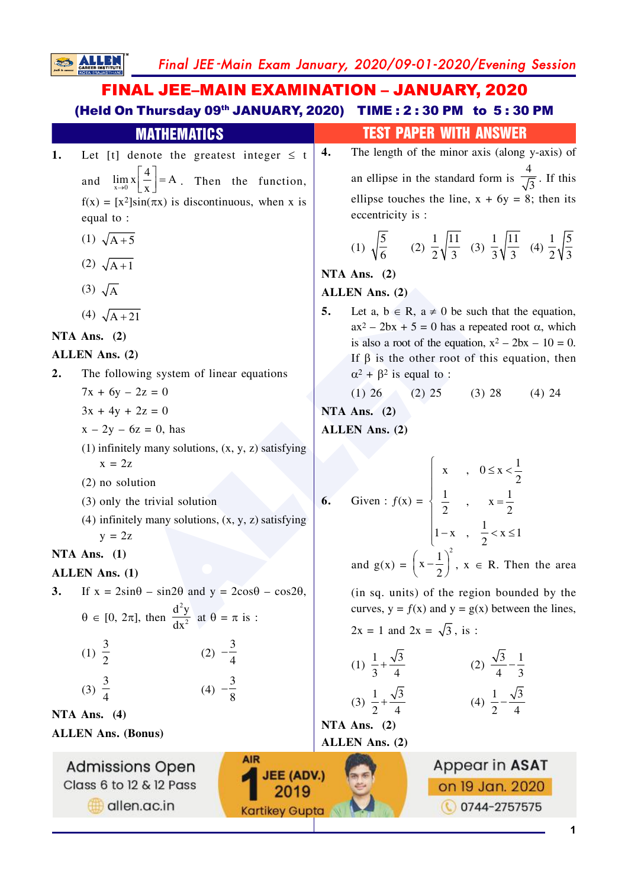# FINAL JEE–MAIN EXAMINATION – JANUARY, 2020

**(Held On Thursday 09th JANUARY, 2020) TIME : 2 : 30 PM to 5 : 30 PM**

## MATHEMATICS — TEST PAPER WITH ANSWER

**1.** Let [t] denote the greatest integer $\le$ t and $\lim_{x\to 0} x\left[\frac{4}{x}\right] = A$. Then the function, $f(x) = [x^2]\sin(\pi x)$ is discontinuous, when x is equal to :

(1) $\sqrt{A+5}$

(2) $\sqrt{A+1}$

(3) $\sqrt{A}$

(4) $\sqrt{A+21}$

**NTA Ans. (2)**

**ALLEN Ans. (2)**

**2.** The following system of linear equations

$7x + 6y - 2z = 0$

$3x + 4y + 2z = 0$

$x - 2y - 6z = 0$, has

(1) infinitely many solutions, (x, y, z) satisfying x = 2z

(2) no solution

(3) only the trivial solution

(4) infinitely many solutions, (x, y, z) satisfying y = 2z

**NTA Ans. (1)**

**ALLEN Ans. (1)**

**3.** If $x = 2\sin\theta - \sin 2\theta$ and $y = 2\cos\theta - \cos 2\theta$, $\theta \in [0, 2\pi]$, then $\frac{d^2y}{dx^2}$ at $\theta = \pi$ is :

(1) $\frac{3}{2}$  (2) $-\frac{3}{4}$

(3) $\frac{3}{4}$  (4) $-\frac{3}{8}$

**NTA Ans. (4)**

**ALLEN Ans. (Bonus)**

**4.** The length of the minor axis (along y-axis) of an ellipse in the standard form is $\frac{4}{\sqrt{3}}$. If this ellipse touches the line, $x + 6y = 8$; then its eccentricity is :

(1) $\sqrt{\frac{5}{6}}$  (2) $\frac{1}{2}\sqrt{\frac{11}{3}}$  (3) $\frac{1}{3}\sqrt{\frac{11}{3}}$  (4) $\frac{1}{2}\sqrt{\frac{5}{3}}$

**NTA Ans. (2)**

**ALLEN Ans. (2)**

**5.** Let a, b $\in$ R, a $\ne$ 0 be such that the equation, $ax^2 - 2bx + 5 = 0$ has a repeated root $\alpha$, which is also a root of the equation, $x^2 - 2bx - 10 = 0$. If $\beta$ is the other root of this equation, then $\alpha^2 + \beta^2$ is equal to :

(1) 26  (2) 25  (3) 28  (4) 24

**NTA Ans. (2)**

**ALLEN Ans. (2)**

**6.** Given : $f(x) = \begin{cases} x & , \ 0 \le x < \frac{1}{2} \\ \frac{1}{2} & , \ x = \frac{1}{2} \\ 1-x & , \ \frac{1}{2} < x \le 1 \end{cases}$

and $g(x) = \left(x - \frac{1}{2}\right)^2$, x $\in$ R. Then the area (in sq. units) of the region bounded by the curves, y = $f(x)$ and y = g(x) between the lines, 2x = 1 and 2x = $\sqrt{3}$, is :

(1) $\frac{1}{3} + \frac{\sqrt{3}}{4}$  (2) $\frac{\sqrt{3}}{4} - \frac{1}{3}$

(3) $\frac{1}{2} + \frac{\sqrt{3}}{4}$  (4) $\frac{1}{2} - \frac{\sqrt{3}}{4}$

**NTA Ans. (2)**

**ALLEN Ans. (2)**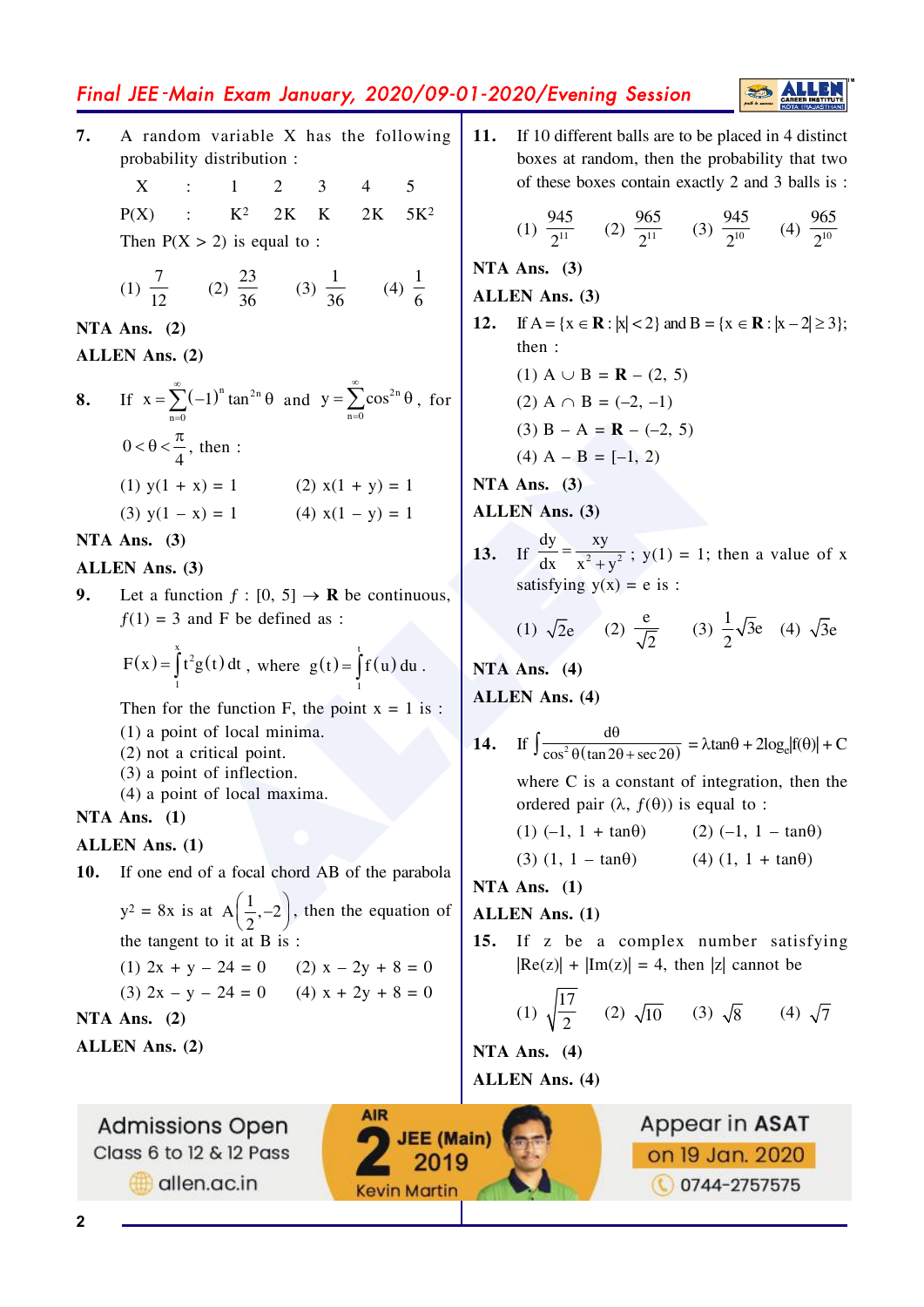**7.** A random variable X has the following probability distribution :

| X | : | 1 | 2 | 3 | 4 | 5 |
|---|---|---|---|---|---|---|
| P(X) | : | $K^2$ | 2K | K | 2K | $5K^2$ |

Then $P(X > 2)$ is equal to :

(1) $\frac{7}{12}$ (2) $\frac{23}{36}$ (3) $\frac{1}{36}$ (4) $\frac{1}{6}$

**NTA Ans. (2)**

**ALLEN Ans. (2)**

**8.** If $x = \sum_{n=0}^{\infty}(-1)^n \tan^{2n}\theta$ and $y = \sum_{n=0}^{\infty}\cos^{2n}\theta$, for $0 < \theta < \frac{\pi}{4}$, then :

(1) $y(1 + x) = 1$ (2) $x(1 + y) = 1$

(3) $y(1 - x) = 1$ (4) $x(1 - y) = 1$

**NTA Ans. (3)**

**ALLEN Ans. (3)**

**9.** Let a function $f : [0, 5] \to \mathbf{R}$ be continuous, $f(1) = 3$ and F be defined as :

$$F(x) = \int_1^x t^2 g(t)\,dt, \text{ where } g(t) = \int_1^t f(u)\,du.$$

Then for the function F, the point $x = 1$ is :

(1) a point of local minima.

(2) not a critical point.

(3) a point of inflection.

(4) a point of local maxima.

**NTA Ans. (1)**

**ALLEN Ans. (1)**

**10.** If one end of a focal chord AB of the parabola $y^2 = 8x$ is at $A\left(\frac{1}{2}, -2\right)$, then the equation of the tangent to it at B is :

(1) $2x + y - 24 = 0$ (2) $x - 2y + 8 = 0$

(3) $2x - y - 24 = 0$ (4) $x + 2y + 8 = 0$

**NTA Ans. (2)**

**ALLEN Ans. (2)**

**11.** If 10 different balls are to be placed in 4 distinct boxes at random, then the probability that two of these boxes contain exactly 2 and 3 balls is :

(1) $\frac{945}{2^{11}}$ (2) $\frac{965}{2^{11}}$ (3) $\frac{945}{2^{10}}$ (4) $\frac{965}{2^{10}}$

**NTA Ans. (3)**

**ALLEN Ans. (3)**

**12.** If $A = \{x \in \mathbf{R} : |x| < 2\}$ and $B = \{x \in \mathbf{R} : |x - 2| \geq 3\}$; then :

(1) $A \cup B = \mathbf{R} - (2, 5)$

(2) $A \cap B = (-2, -1)$

(3) $B - A = \mathbf{R} - (-2, 5)$

(4) $A - B = [-1, 2)$

**NTA Ans. (3)**

**ALLEN Ans. (3)**

**13.** If $\frac{dy}{dx} = \frac{xy}{x^2 + y^2}$; $y(1) = 1$; then a value of x satisfying $y(x) = e$ is :

(1) $\sqrt{2}e$ (2) $\frac{e}{\sqrt{2}}$ (3) $\frac{1}{2}\sqrt{3}e$ (4) $\sqrt{3}e$

**NTA Ans. (4)**

**ALLEN Ans. (4)**

**14.** If $\int \frac{d\theta}{\cos^2\theta(\tan 2\theta + \sec 2\theta)} = \lambda \tan\theta + 2\log_e|f(\theta)| + C$

where C is a constant of integration, then the ordered pair $(\lambda, f(\theta))$ is equal to :

(1) $(-1, 1 + \tan\theta)$ (2) $(-1, 1 - \tan\theta)$

(3) $(1, 1 - \tan\theta)$ (4) $(1, 1 + \tan\theta)$

**NTA Ans. (1)**

**ALLEN Ans. (1)**

**15.** If z be a complex number satisfying $|\text{Re}(z)| + |\text{Im}(z)| = 4$, then $|z|$ cannot be

(1) $\sqrt{\frac{17}{2}}$ (2) $\sqrt{10}$ (3) $\sqrt{8}$ (4) $\sqrt{7}$

**NTA Ans. (4)**

**ALLEN Ans. (4)**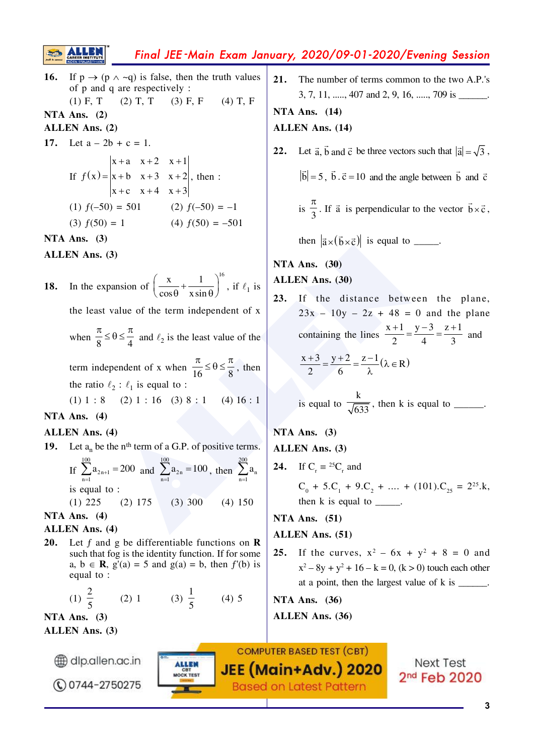**16.** If $p \to (p \wedge \sim q)$ is false, then the truth values of p and q are respectively :

(1) F, T (2) T, T (3) F, F (4) T, F

**NTA Ans. (2)**

**ALLEN Ans. (2)**

**17.** Let $a - 2b + c = 1$.

If $f(x) = \begin{vmatrix} x+a & x+2 & x+1 \\ x+b & x+3 & x+2 \\ x+c & x+4 & x+3 \end{vmatrix}$, then :

(1) $f(-50) = 501$ (2) $f(-50) = -1$

(3) $f(50) = 1$ (4) $f(50) = -501$

**NTA Ans. (3)**

**ALLEN Ans. (3)**

**18.** In the expansion of $\left(\frac{x}{\cos\theta} + \frac{1}{x\sin\theta}\right)^{16}$, if $\ell_1$ is the least value of the term independent of x when $\frac{\pi}{8} \le \theta \le \frac{\pi}{4}$ and $\ell_2$ is the least value of the term independent of x when $\frac{\pi}{16} \le \theta \le \frac{\pi}{8}$, then the ratio $\ell_2 : \ell_1$ is equal to :

(1) 1 : 8 (2) 1 : 16 (3) 8 : 1 (4) 16 : 1

**NTA Ans. (4)**

**ALLEN Ans. (4)**

**19.** Let $a_n$ be the $n^{th}$ term of a G.P. of positive terms.

If $\sum_{n=1}^{100} a_{2n+1} = 200$ and $\sum_{n=1}^{100} a_{2n} = 100$, then $\sum_{n=1}^{200} a_n$ is equal to :

(1) 225 (2) 175 (3) 300 (4) 150

**NTA Ans. (4)**

**ALLEN Ans. (4)**

**20.** Let $f$ and g be differentiable functions on **R** such that fog is the identity function. If for some $a, b \in$ **R**, $g'(a) = 5$ and $g(a) = b$, then $f'(b)$ is equal to :

(1) $\frac{2}{5}$ (2) 1 (3) $\frac{1}{5}$ (4) 5

**NTA Ans. (3)**

**ALLEN Ans. (3)**

**21.** The number of terms common to the two A.P.'s 3, 7, 11, ....., 407 and 2, 9, 16, ....., 709 is ______.

**NTA Ans. (14)**

**ALLEN Ans. (14)**

**22.** Let $\vec{a}, \vec{b}$ and $\vec{c}$ be three vectors such that $|\vec{a}| = \sqrt{3}$, $|\vec{b}| = 5$, $\vec{b}\cdot\vec{c} = 10$ and the angle between $\vec{b}$ and $\vec{c}$ is $\frac{\pi}{3}$. If $\vec{a}$ is perpendicular to the vector $\vec{b}\times\vec{c}$, then $|\vec{a}\times(\vec{b}\times\vec{c})|$ is equal to _____.

**NTA Ans. (30)**

**ALLEN Ans. (30)**

**23.** If the distance between the plane, $23x - 10y - 2z + 48 = 0$ and the plane containing the lines $\frac{x+1}{2} = \frac{y-3}{4} = \frac{z+1}{3}$ and $\frac{x+3}{2} = \frac{y+2}{6} = \frac{z-1}{\lambda} (\lambda \in R)$ is equal to $\frac{k}{\sqrt{633}}$, then k is equal to ______.

**NTA Ans. (3)**

**ALLEN Ans. (3)**

**24.** If $C_r \equiv {}^{25}C_r$ and $C_0 + 5.C_1 + 9.C_2 + .... + (101).C_{25} = 2^{25}.k$, then k is equal to _____.

**NTA Ans. (51)**

**ALLEN Ans. (51)**

**25.** If the curves, $x^2 - 6x + y^2 + 8 = 0$ and $x^2 - 8y + y^2 + 16 - k = 0$, $(k > 0)$ touch each other at a point, then the largest value of k is ______.

**NTA Ans. (36)**

**ALLEN Ans. (36)**